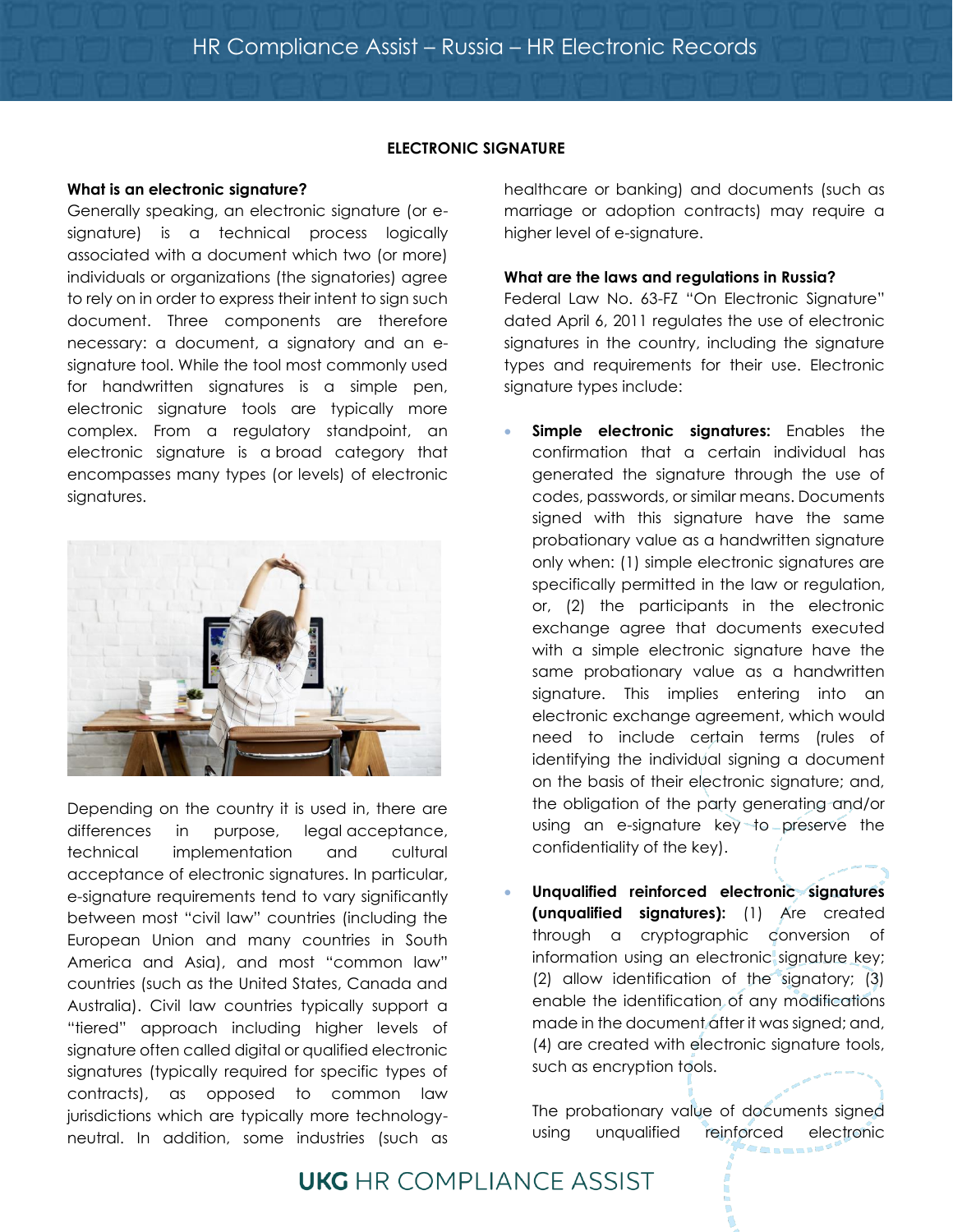## ELECTRONIC SIGNATURE

**What is an electronic signature?**

Generally speaking, an electronic signature (or e-signature) is a technical process logically associated with a document which two (or more) individuals or organizations (the signatories) agree to rely on in order to express their intent to sign such document. Three components are therefore necessary: a document, a signatory and an e-signature tool. While the tool most commonly used for handwritten signatures is a simple pen, electronic signature tools are typically more complex. From a regulatory standpoint, an electronic signature is a broad category that encompasses many types (or levels) of electronic signatures.

Depending on the country it is used in, there are differences in purpose, legal acceptance, technical implementation and cultural acceptance of electronic signatures. In particular, e-signature requirements tend to vary significantly between most "civil law" countries (including the European Union and many countries in South America and Asia), and most "common law" countries (such as the United States, Canada and Australia). Civil law countries typically support a "tiered" approach including higher levels of signature often called digital or qualified electronic signatures (typically required for specific types of contracts), as opposed to common law jurisdictions which are typically more technology-neutral. In addition, some industries (such as healthcare or banking) and documents (such as marriage or adoption contracts) may require a higher level of e-signature.

**What are the laws and regulations in Russia?**

Federal Law No. 63-FZ "On Electronic Signature" dated April 6, 2011 regulates the use of electronic signatures in the country, including the signature types and requirements for their use. Electronic signature types include:

- **Simple electronic signatures:** Enables the confirmation that a certain individual has generated the signature through the use of codes, passwords, or similar means. Documents signed with this signature have the same probationary value as a handwritten signature only when: (1) simple electronic signatures are specifically permitted in the law or regulation, or, (2) the participants in the electronic exchange agree that documents executed with a simple electronic signature have the same probationary value as a handwritten signature. This implies entering into an electronic exchange agreement, which would need to include certain terms (rules of identifying the individual signing a document on the basis of their electronic signature; and, the obligation of the party generating and/or using an e-signature key to preserve the confidentiality of the key).

- **Unqualified reinforced electronic signatures (unqualified signatures):** (1) Are created through a cryptographic conversion of information using an electronic signature key; (2) allow identification of the signatory; (3) enable the identification of any modifications made in the document after it was signed; and, (4) are created with electronic signature tools, such as encryption tools.

  The probationary value of documents signed using unqualified reinforced electronic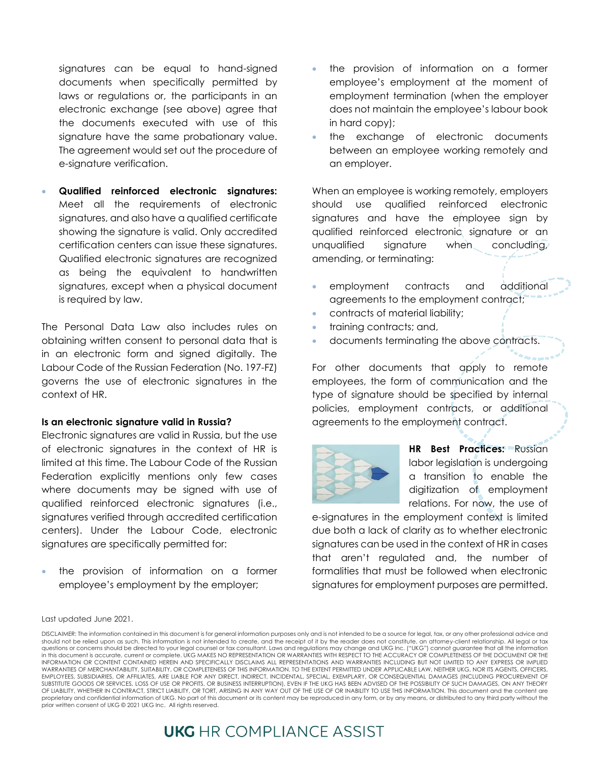signatures can be equal to hand-signed documents when specifically permitted by laws or regulations or, the participants in an electronic exchange (see above) agree that the documents executed with use of this signature have the same probationary value. The agreement would set out the procedure of e-signature verification.

- **Qualified reinforced electronic signatures:** Meet all the requirements of electronic signatures, and also have a qualified certificate showing the signature is valid. Only accredited certification centers can issue these signatures. Qualified electronic signatures are recognized as being the equivalent to handwritten signatures, except when a physical document is required by law.

The Personal Data Law also includes rules on obtaining written consent to personal data that is in an electronic form and signed digitally. The Labour Code of the Russian Federation (No. 197-FZ) governs the use of electronic signatures in the context of HR.

**Is an electronic signature valid in Russia?**

Electronic signatures are valid in Russia, but the use of electronic signatures in the context of HR is limited at this time. The Labour Code of the Russian Federation explicitly mentions only few cases where documents may be signed with use of qualified reinforced electronic signatures (i.e., signatures verified through accredited certification centers). Under the Labour Code, electronic signatures are specifically permitted for:

- the provision of information on a former employee's employment by the employer;
- the provision of information on a former employee's employment at the moment of employment termination (when the employer does not maintain the employee's labour book in hard copy);
- the exchange of electronic documents between an employee working remotely and an employer.

When an employee is working remotely, employers should use qualified reinforced electronic signatures and have the employee sign by qualified reinforced electronic signature or an unqualified signature when concluding, amending, or terminating:

- employment contracts and additional agreements to the employment contract;
- contracts of material liability;
- training contracts; and,
- documents terminating the above contracts.

For other documents that apply to remote employees, the form of communication and the type of signature should be specified by internal policies, employment contracts, or additional agreements to the employment contract.

**HR Best Practices:** Russian labor legislation is undergoing a transition to enable the digitization of employment relations. For now, the use of e-signatures in the employment context is limited due both a lack of clarity as to whether electronic signatures can be used in the context of HR in cases that aren't regulated and, the number of formalities that must be followed when electronic signatures for employment purposes are permitted.

Last updated June 2021.

DISCLAIMER: The information contained in this document is for general information purposes only and is not intended to be a source for legal, tax, or any other professional advice and should not be relied upon as such. This information is not intended to create, and the receipt of it by the reader does not constitute, an attorney-client relationship. All legal or tax questions or concerns should be directed to your legal counsel or tax consultant. Laws and regulations may change and UKG Inc. ("UKG") cannot guarantee that all the information in this document is accurate, current or complete. UKG MAKES NO REPRESENTATION OR WARRANTIES WITH RESPECT TO THE ACCURACY OR COMPLETENESS OF THE DOCUMENT OR THE INFORMATION OR CONTENT CONTAINED HEREIN AND SPECIFICALLY DISCLAIMS ALL REPRESENTATIONS AND WARRANTIES INCLUDING BUT NOT LIMITED TO ANY EXPRESS OR IMPLIED WARRANTIES OF MERCHANTABILITY, SUITABILITY, OR COMPLETENESS OF THIS INFORMATION. TO THE EXTENT PERMITTED UNDER APPLICABLE LAW, NEITHER UKG, NOR ITS AGENTS, OFFICERS, EMPLOYEES, SUBSIDIARIES, OR AFFILIATES, ARE LIABLE FOR ANY DIRECT, INDIRECT, INCIDENTAL, SPECIAL, EXEMPLARY, OR CONSEQUENTIAL DAMAGES (INCLUDING PROCUREMENT OF SUBSTITUTE GOODS OR SERVICES, LOSS OF USE OR PROFITS, OR BUSINESS INTERRUPTION), EVEN IF THE UKG HAS BEEN ADVISED OF THE POSSIBILITY OF SUCH DAMAGES, ON ANY THEORY OF LIABILITY, WHETHER IN CONTRACT, STRICT LIABILITY, OR TORT, ARISING IN ANY WAY OUT OF THE USE OF OR INABILITY TO USE THIS INFORMATION. This document and the content are proprietary and confidential information of UKG. No part of this document or its content may be reproduced in any form, or by any means, or distributed to any third party without the prior written consent of UKG © 2021 UKG Inc. All rights reserved.

**UKG** HR COMPLIANCE ASSIST